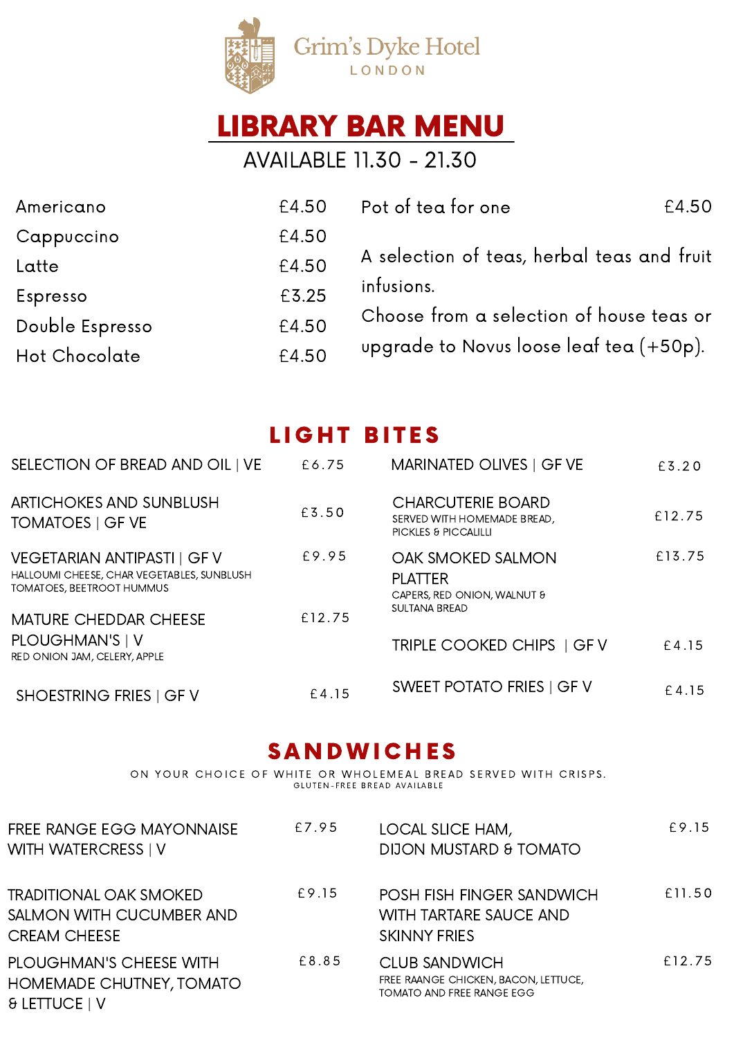Grim's Dyke Hotel
LONDON

# LIBRARY BAR MENU

AVAILABLE 11.30 - 21.30

| | |
|---|---|
| Americano | £4.50 |
| Cappuccino | £4.50 |
| Latte | £4.50 |
| Espresso | £3.25 |
| Double Espresso | £4.50 |
| Hot Chocolate | £4.50 |

| | |
|---|---|
| Pot of tea for one | £4.50 |

A selection of teas, herbal teas and fruit infusions.
Choose from a selection of house teas or upgrade to Novus loose leaf tea (+50p).

## LIGHT BITES

| | |
|---|---|
| SELECTION OF BREAD AND OIL \| VE | £6.75 |
| ARTICHOKES AND SUNBLUSH TOMATOES \| GF VE | £3.50 |
| VEGETARIAN ANTIPASTI \| GF V<br>HALLOUMI CHEESE, CHAR VEGETABLES, SUNBLUSH TOMATOES, BEETROOT HUMMUS | £9.95 |
| MATURE CHEDDAR CHEESE PLOUGHMAN'S \| V<br>RED ONION JAM, CELERY, APPLE | £12.75 |
| SHOESTRING FRIES \| GF V | £4.15 |
| MARINATED OLIVES \| GF VE | £3.20 |
| CHARCUTERIE BOARD<br>SERVED WITH HOMEMADE BREAD, PICKLES & PICCALILLI | £12.75 |
| OAK SMOKED SALMON PLATTER<br>CAPERS, RED ONION, WALNUT & SULTANA BREAD | £13.75 |
| TRIPLE COOKED CHIPS \| GF V | £4.15 |
| SWEET POTATO FRIES \| GF V | £4.15 |

## SANDWICHES

ON YOUR CHOICE OF WHITE OR WHOLEMEAL BREAD SERVED WITH CRISPS.
GLUTEN-FREE BREAD AVAILABLE

| | |
|---|---|
| FREE RANGE EGG MAYONNAISE WITH WATERCRESS \| V | £7.95 |
| TRADITIONAL OAK SMOKED SALMON WITH CUCUMBER AND CREAM CHEESE | £9.15 |
| PLOUGHMAN'S CHEESE WITH HOMEMADE CHUTNEY, TOMATO & LETTUCE \| V | £8.85 |
| LOCAL SLICE HAM, DIJON MUSTARD & TOMATO | £9.15 |
| POSH FISH FINGER SANDWICH WITH TARTARE SAUCE AND SKINNY FRIES | £11.50 |
| CLUB SANDWICH<br>FREE RAANGE CHICKEN, BACON, LETTUCE, TOMATO AND FREE RANGE EGG | £12.75 |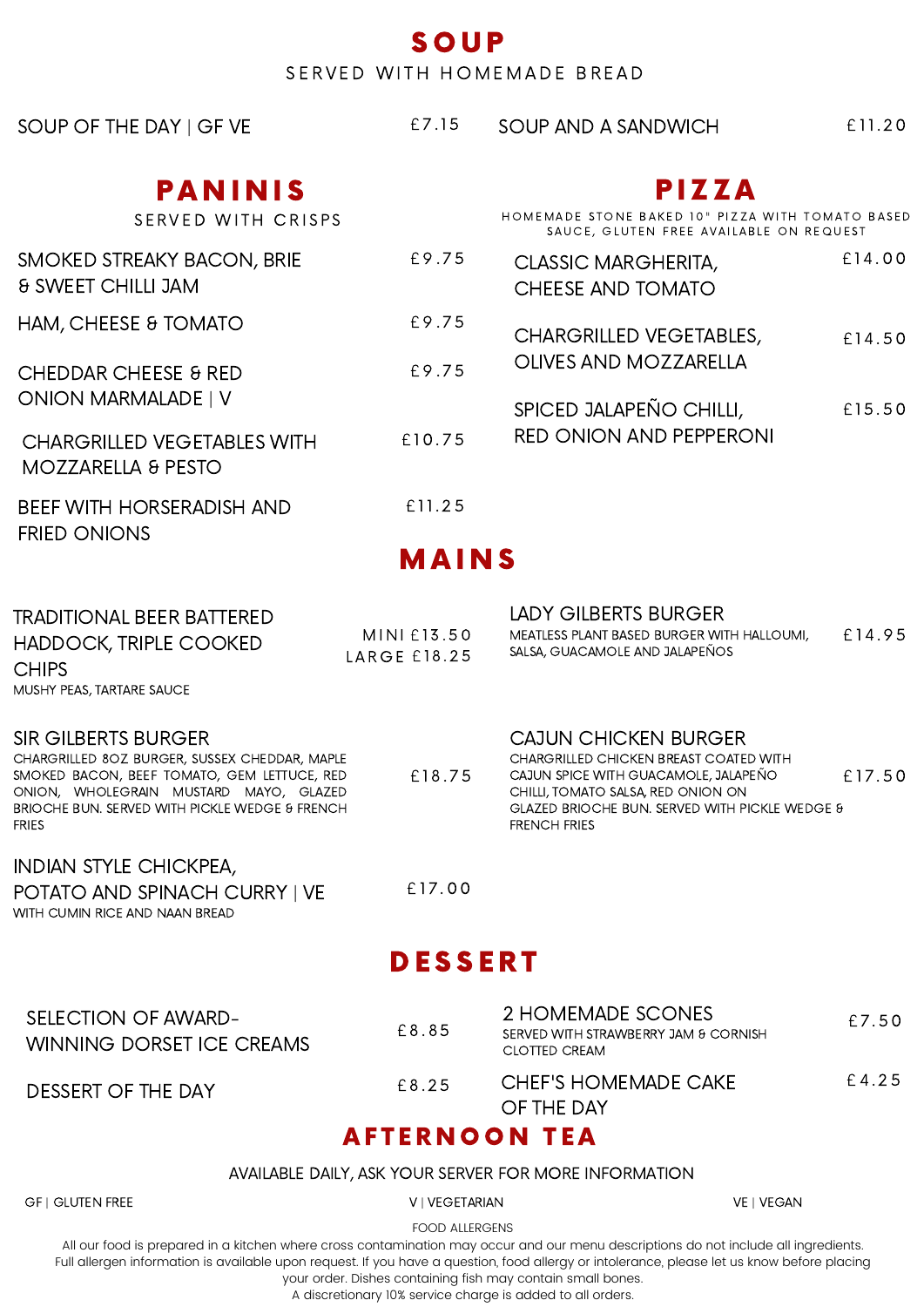# SOUP

SERVED WITH HOMEMADE BREAD

SOUP OF THE DAY | GF VE £7.15

SOUP AND A SANDWICH £11.20

## PANINIS

SERVED WITH CRISPS

SMOKED STREAKY BACON, BRIE & SWEET CHILLI JAM £9.75

HAM, CHEESE & TOMATO £9.75

CHEDDAR CHEESE & RED ONION MARMALADE | V £9.75

CHARGRILLED VEGETABLES WITH MOZZARELLA & PESTO £10.75

BEEF WITH HORSERADISH AND FRIED ONIONS £11.25

## PIZZA

HOMEMADE STONE BAKED 10" PIZZA WITH TOMATO BASED SAUCE, GLUTEN FREE AVAILABLE ON REQUEST

CLASSIC MARGHERITA, CHEESE AND TOMATO £14.00

CHARGRILLED VEGETABLES, OLIVES AND MOZZARELLA £14.50

SPICED JALAPEÑO CHILLI, RED ONION AND PEPPERONI £15.50

## MAINS

TRADITIONAL BEER BATTERED HADDOCK, TRIPLE COOKED CHIPS
MUSHY PEAS, TARTARE SAUCE
MINI £13.50
LARGE £18.25

SIR GILBERTS BURGER
CHARGRILLED 8OZ BURGER, SUSSEX CHEDDAR, MAPLE SMOKED BACON, BEEF TOMATO, GEM LETTUCE, RED ONION, WHOLEGRAIN MUSTARD MAYO, GLAZED BRIOCHE BUN. SERVED WITH PICKLE WEDGE & FRENCH FRIES
£18.75

INDIAN STYLE CHICKPEA, POTATO AND SPINACH CURRY | VE
WITH CUMIN RICE AND NAAN BREAD
£17.00

LADY GILBERTS BURGER
MEATLESS PLANT BASED BURGER WITH HALLOUMI, SALSA, GUACAMOLE AND JALAPEÑOS
£14.95

CAJUN CHICKEN BURGER
CHARGRILLED CHICKEN BREAST COATED WITH CAJUN SPICE WITH GUACAMOLE, JALAPEÑO CHILLI, TOMATO SALSA, RED ONION ON GLAZED BRIOCHE BUN. SERVED WITH PICKLE WEDGE & FRENCH FRIES
£17.50

## DESSERT

SELECTION OF AWARD-WINNING DORSET ICE CREAMS £8.85

DESSERT OF THE DAY £8.25

2 HOMEMADE SCONES
SERVED WITH STRAWBERRY JAM & CORNISH CLOTTED CREAM
£7.50

CHEF'S HOMEMADE CAKE OF THE DAY £4.25

## AFTERNOON TEA

AVAILABLE DAILY, ASK YOUR SERVER FOR MORE INFORMATION

GF | GLUTEN FREE

V | VEGETARIAN

VE | VEGAN

FOOD ALLERGENS

All our food is prepared in a kitchen where cross contamination may occur and our menu descriptions do not include all ingredients. Full allergen information is available upon request. If you have a question, food allergy or intolerance, please let us know before placing your order. Dishes containing fish may contain small bones.
A discretionary 10% service charge is added to all orders.